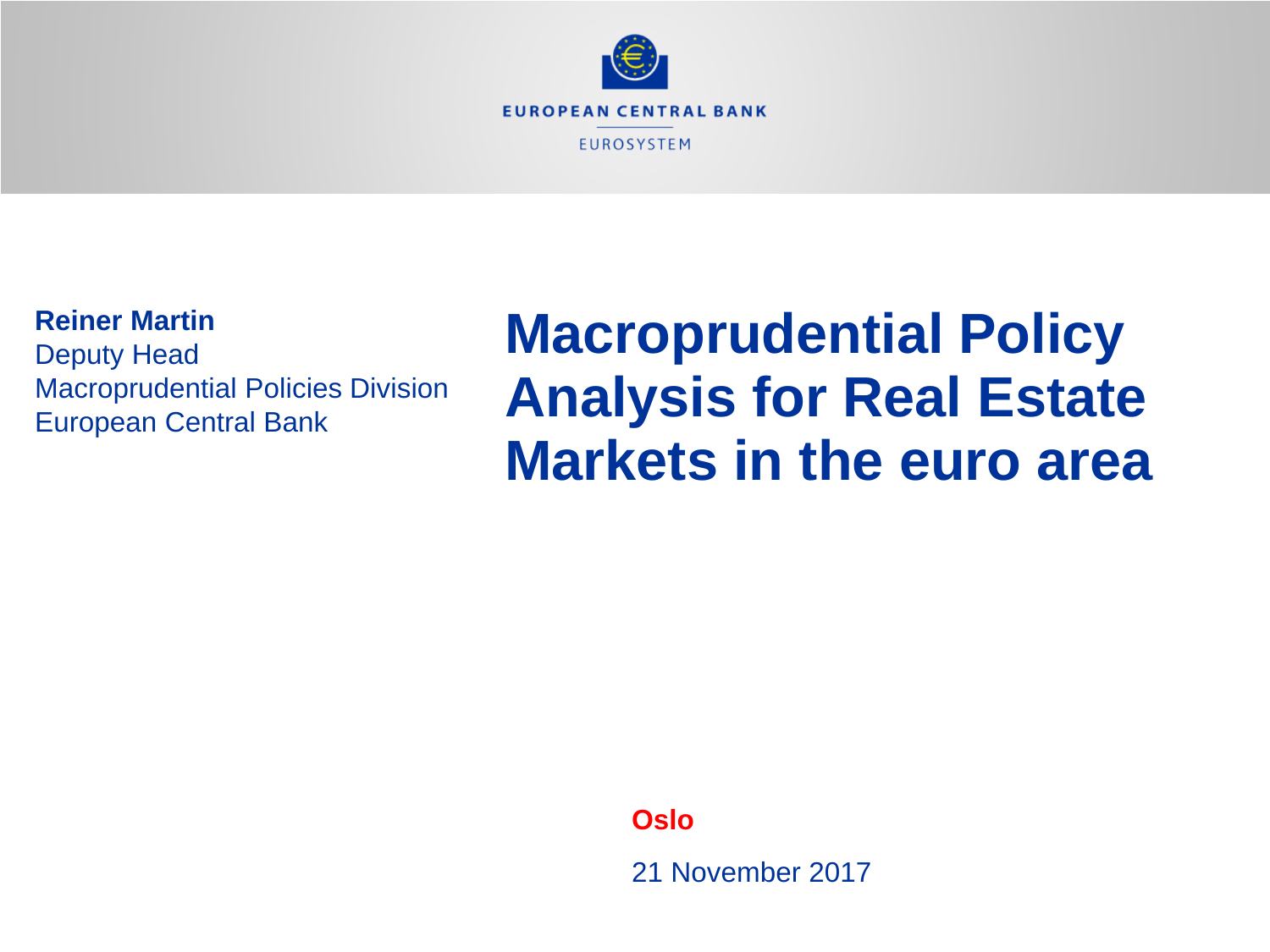EUROPEAN CENTRAL BANK

EUROSYSTEM

**Reiner Martin**
Deputy Head
Macroprudential Policies Division
European Central Bank

# Macroprudential Policy Analysis for Real Estate Markets in the euro area

**Oslo**

21 November 2017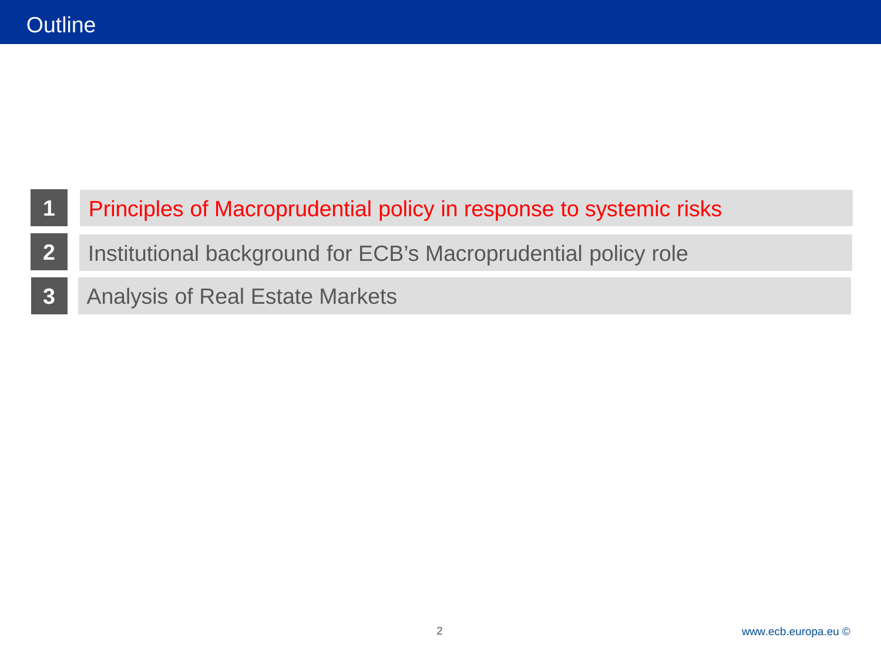# Outline

1. Principles of Macroprudential policy in response to systemic risks
2. Institutional background for ECB's Macroprudential policy role
3. Analysis of Real Estate Markets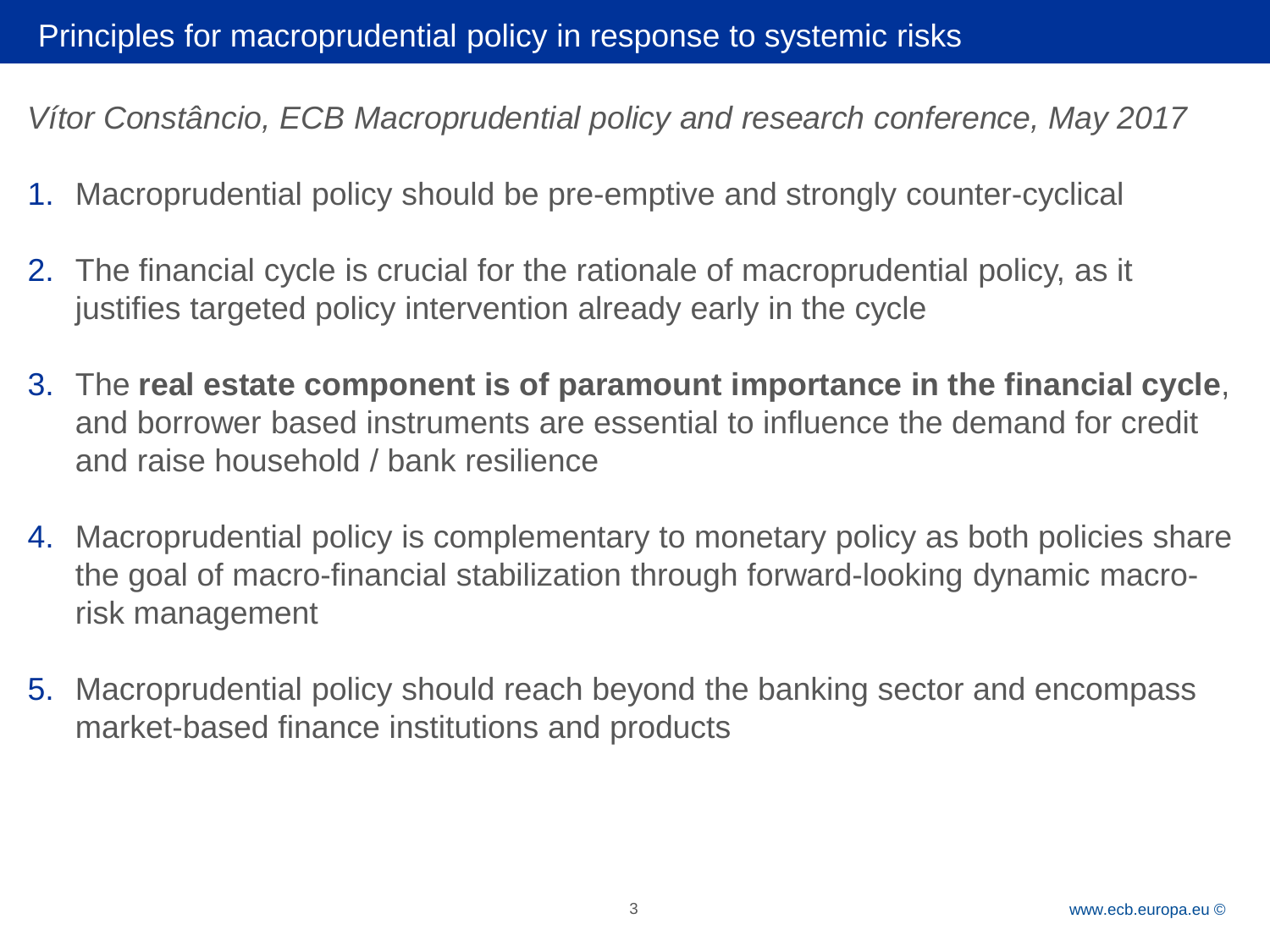# Principles for macroprudential policy in response to systemic risks

*Vítor Constâncio, ECB Macroprudential policy and research conference, May 2017*

1. Macroprudential policy should be pre-emptive and strongly counter-cyclical
2. The financial cycle is crucial for the rationale of macroprudential policy, as it justifies targeted policy intervention already early in the cycle
3. The **real estate component is of paramount importance in the financial cycle**, and borrower based instruments are essential to influence the demand for credit and raise household / bank resilience
4. Macroprudential policy is complementary to monetary policy as both policies share the goal of macro-financial stabilization through forward-looking dynamic macro-risk management
5. Macroprudential policy should reach beyond the banking sector and encompass market-based finance institutions and products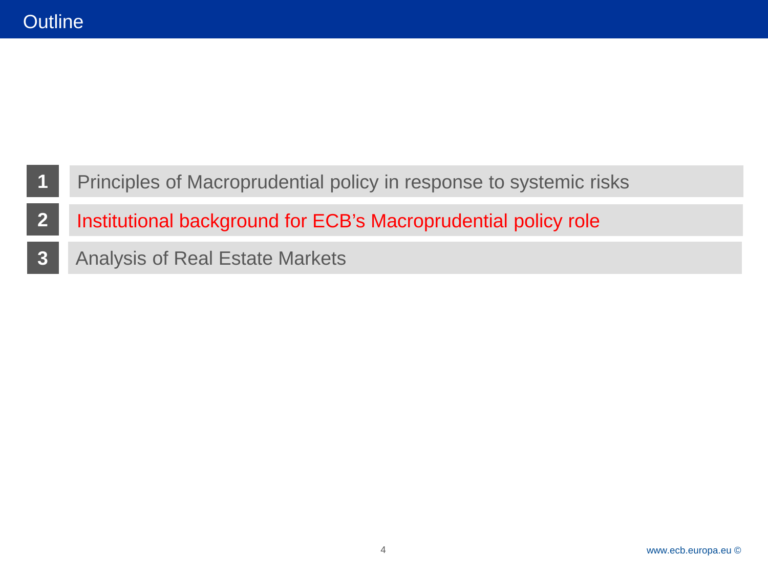# Outline

1. Principles of Macroprudential policy in response to systemic risks
2. Institutional background for ECB's Macroprudential policy role
3. Analysis of Real Estate Markets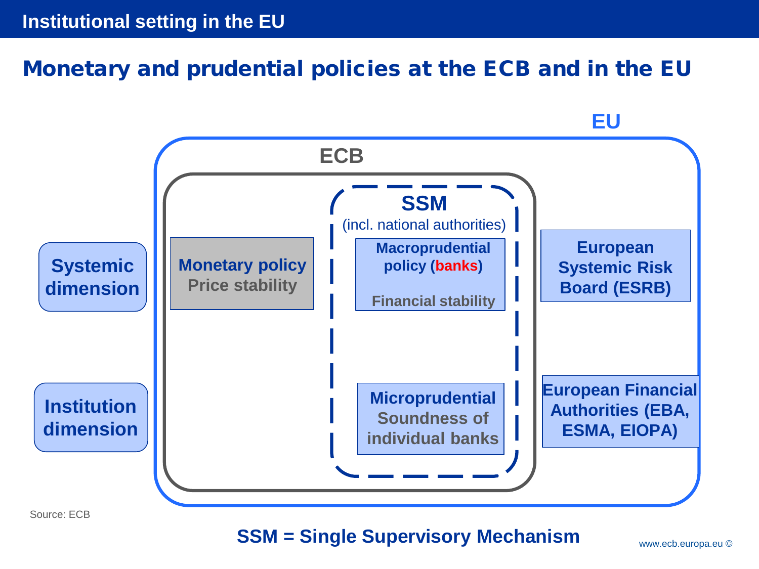## Institutional setting in the EU

# Monetary and prudential policies at the ECB and in the EU

EU

ECB

**SSM** (incl. national authorities)

**Systemic dimension**

**Monetary policy**
Price stability

**Macroprudential policy (banks)**
Financial stability

**European Systemic Risk Board (ESRB)**

**Institution dimension**

**Microprudential**
Soundness of individual banks

**European Financial Authorities (EBA, ESMA, EIOPA)**

Source: ECB

**SSM = Single Supervisory Mechanism**

www.ecb.europa.eu ©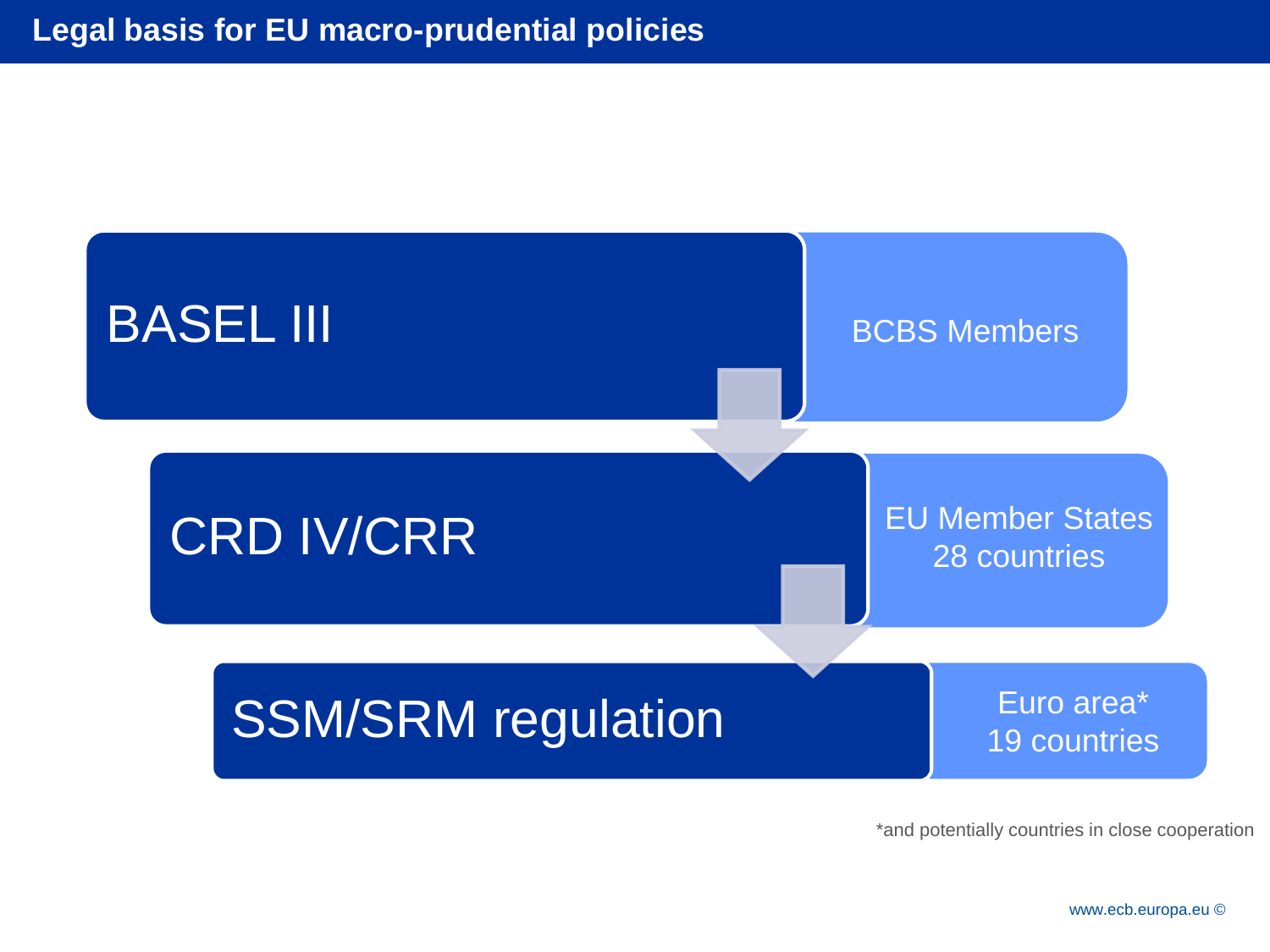# Legal basis for EU macro-prudential policies

| Legal basis | Scope |
| --- | --- |
| BASEL III | BCBS Members |
| CRD IV/CRR | EU Member States 28 countries |
| SSM/SRM regulation | Euro area* 19 countries |

*and potentially countries in close cooperation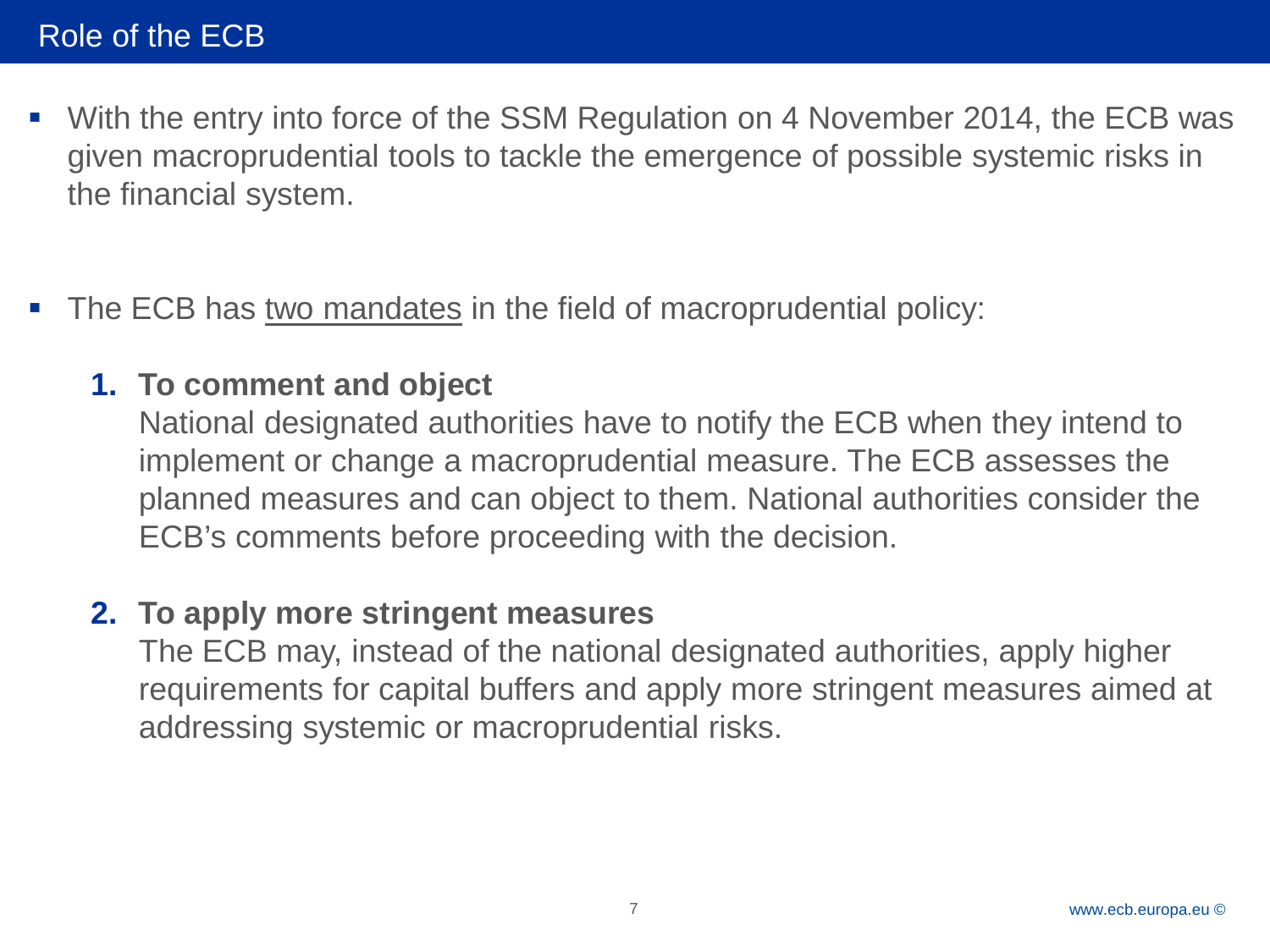# Role of the ECB

- With the entry into force of the SSM Regulation on 4 November 2014, the ECB was given macroprudential tools to tackle the emergence of possible systemic risks in the financial system.

- The ECB has <u>two mandates</u> in the field of macroprudential policy:

  1. **To comment and object**
     National designated authorities have to notify the ECB when they intend to implement or change a macroprudential measure. The ECB assesses the planned measures and can object to them. National authorities consider the ECB's comments before proceeding with the decision.

  2. **To apply more stringent measures**
     The ECB may, instead of the national designated authorities, apply higher requirements for capital buffers and apply more stringent measures aimed at addressing systemic or macroprudential risks.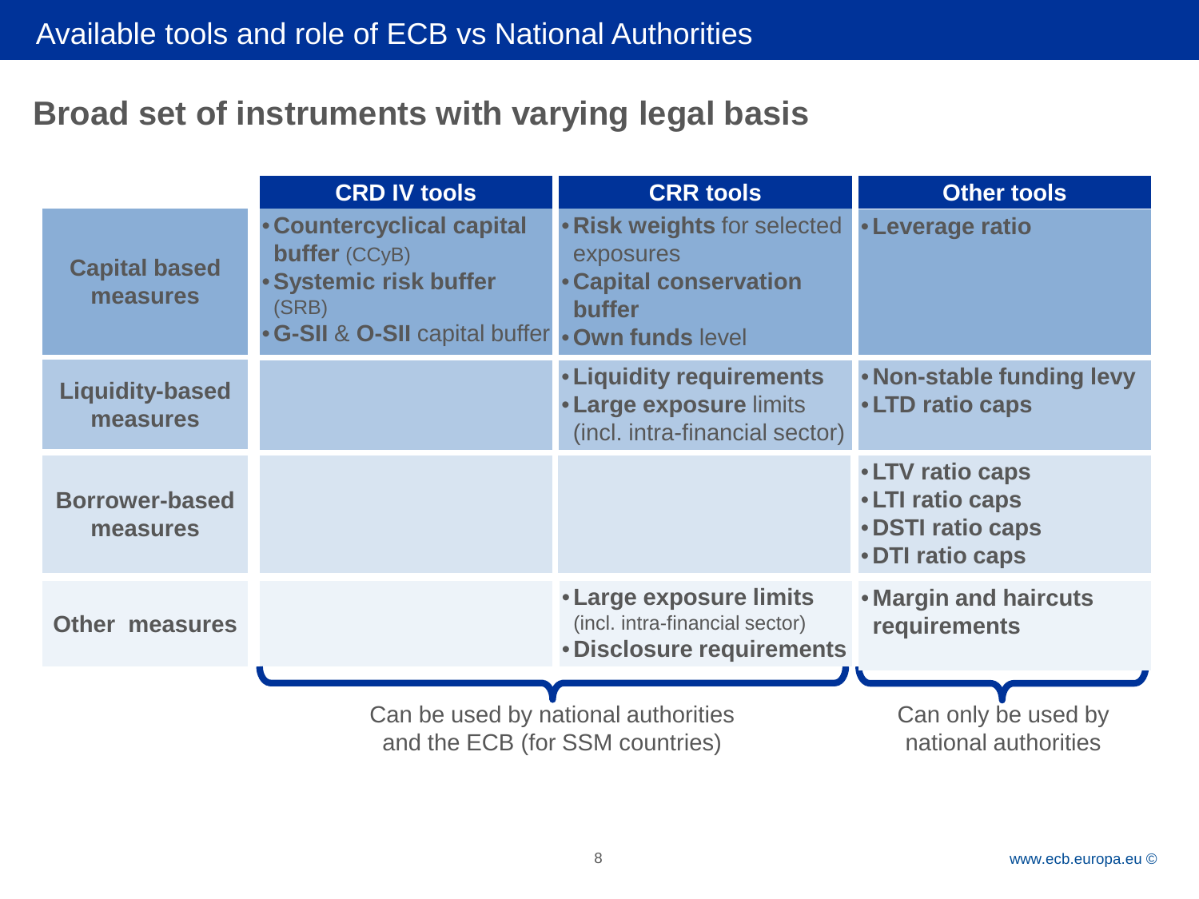# Available tools and role of ECB vs National Authorities

## Broad set of instruments with varying legal basis

| | CRD IV tools | CRR tools | Other tools |
|---|---|---|---|
| **Capital based measures** | • **Countercyclical capital buffer** (CCyB)<br>• **Systemic risk buffer** (SRB)<br>• **G-SII** & **O-SII** capital buffer | • **Risk weights** for selected exposures<br>• **Capital conservation buffer**<br>• **Own funds** level | • **Leverage ratio** |
| **Liquidity-based measures** | | • **Liquidity requirements**<br>• **Large exposure** limits (incl. intra-financial sector) | • **Non-stable funding levy**<br>• **LTD ratio caps** |
| **Borrower-based measures** | | | • **LTV ratio caps**<br>• **LTI ratio caps**<br>• **DSTI ratio caps**<br>• **DTI ratio caps** |
| **Other measures** | | • **Large exposure limits** (incl. intra-financial sector)<br>• **Disclosure requirements** | • **Margin and haircuts requirements** |

CRD IV tools and CRR tools: Can be used by national authorities and the ECB (for SSM countries)

Other tools: Can only be used by national authorities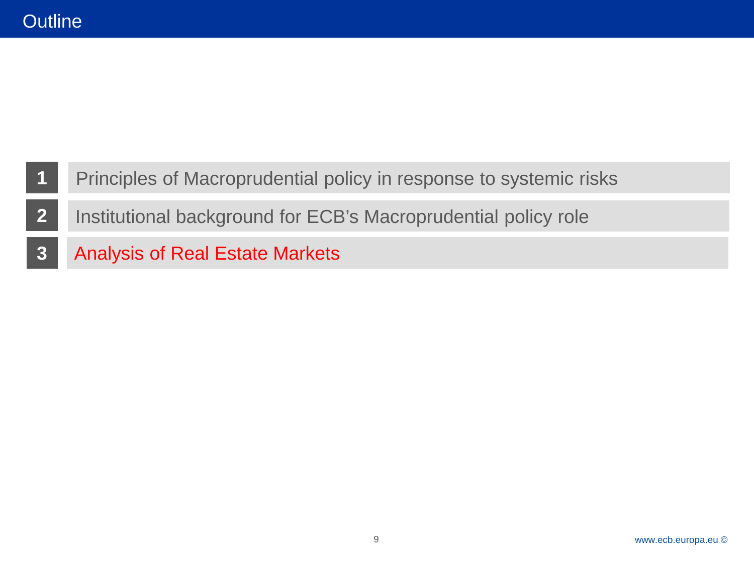# Outline

1. Principles of Macroprudential policy in response to systemic risks
2. Institutional background for ECB's Macroprudential policy role
3. Analysis of Real Estate Markets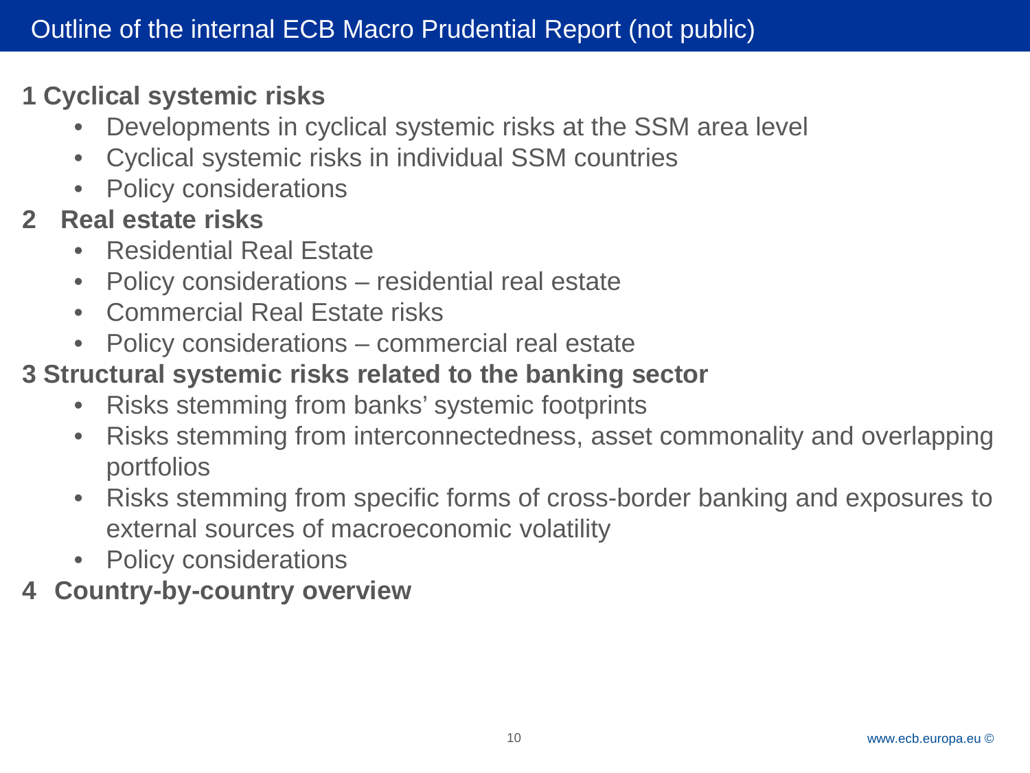# Outline of the internal ECB Macro Prudential Report (not public)

**1 Cyclical systemic risks**

- Developments in cyclical systemic risks at the SSM area level
- Cyclical systemic risks in individual SSM countries
- Policy considerations

**2 Real estate risks**

- Residential Real Estate
- Policy considerations – residential real estate
- Commercial Real Estate risks
- Policy considerations – commercial real estate

**3 Structural systemic risks related to the banking sector**

- Risks stemming from banks' systemic footprints
- Risks stemming from interconnectedness, asset commonality and overlapping portfolios
- Risks stemming from specific forms of cross-border banking and exposures to external sources of macroeconomic volatility
- Policy considerations

**4 Country-by-country overview**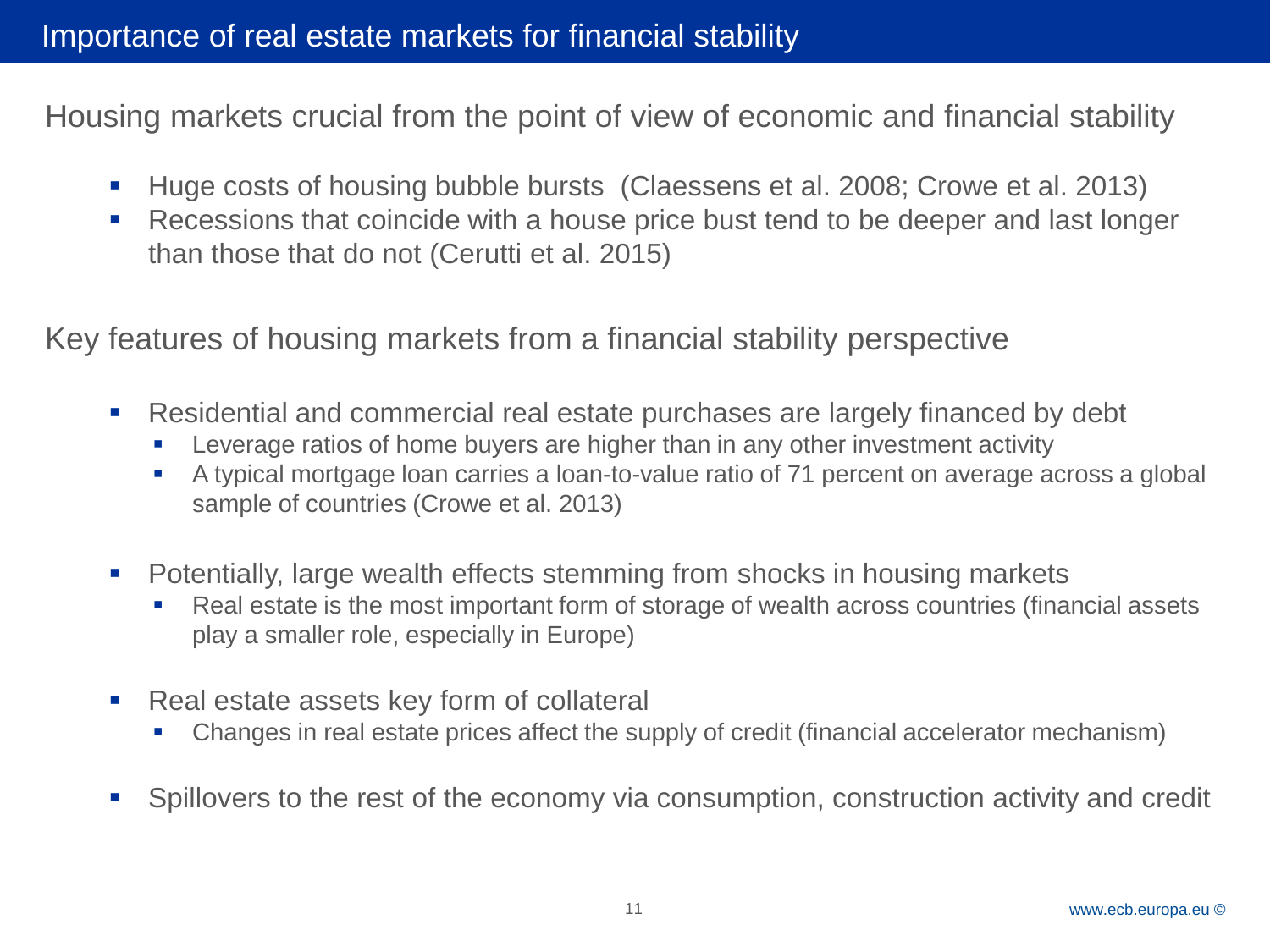# Importance of real estate markets for financial stability

## Housing markets crucial from the point of view of economic and financial stability

- Huge costs of housing bubble bursts (Claessens et al. 2008; Crowe et al. 2013)
- Recessions that coincide with a house price bust tend to be deeper and last longer than those that do not (Cerutti et al. 2015)

## Key features of housing markets from a financial stability perspective

- Residential and commercial real estate purchases are largely financed by debt
  - Leverage ratios of home buyers are higher than in any other investment activity
  - A typical mortgage loan carries a loan-to-value ratio of 71 percent on average across a global sample of countries (Crowe et al. 2013)
- Potentially, large wealth effects stemming from shocks in housing markets
  - Real estate is the most important form of storage of wealth across countries (financial assets play a smaller role, especially in Europe)
- Real estate assets key form of collateral
  - Changes in real estate prices affect the supply of credit (financial accelerator mechanism)
- Spillovers to the rest of the economy via consumption, construction activity and credit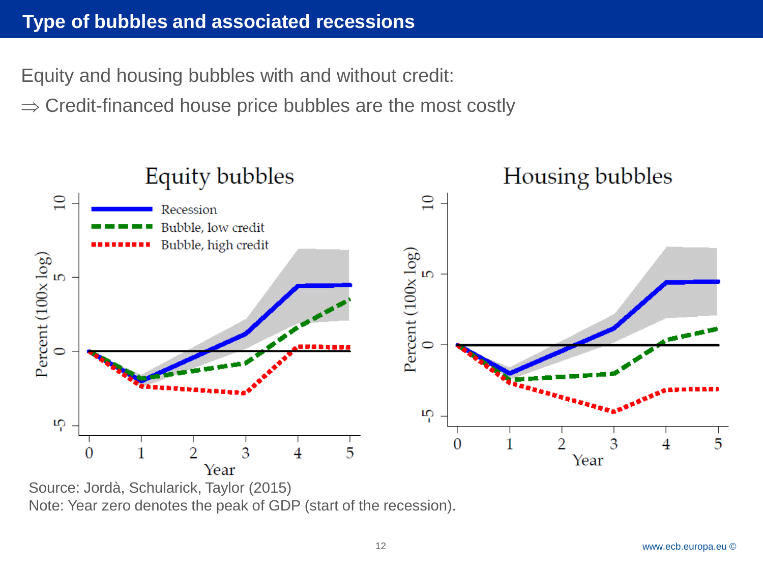# Type of bubbles and associated recessions

Equity and housing bubbles with and without credit:

⇒ Credit-financed house price bubbles are the most costly

Source: Jordà, Schularick, Taylor (2015)

Note: Year zero denotes the peak of GDP (start of the recession).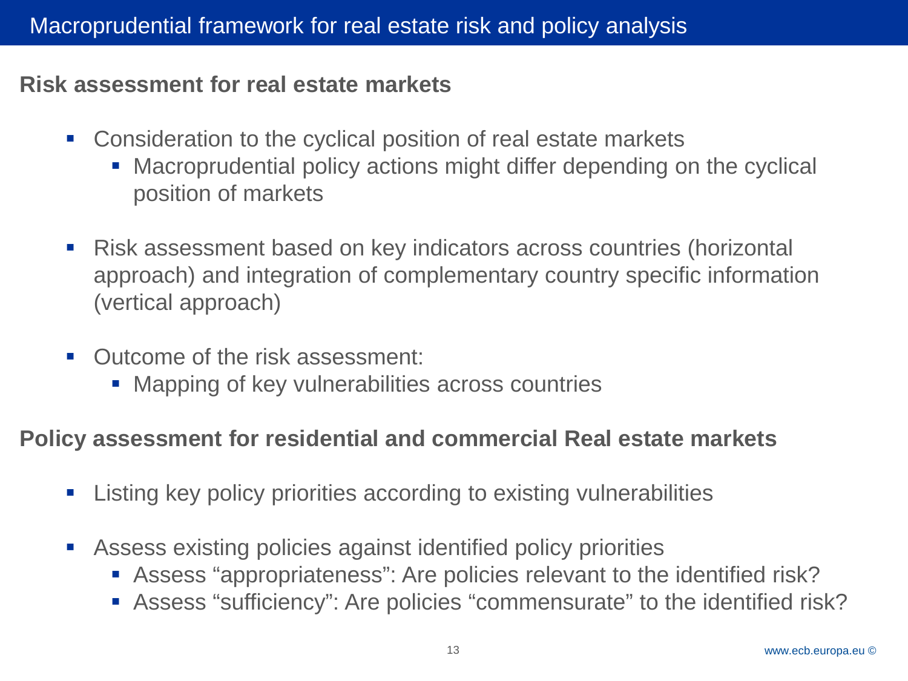# Macroprudential framework for real estate risk and policy analysis

## Risk assessment for real estate markets

- Consideration to the cyclical position of real estate markets
  - Macroprudential policy actions might differ depending on the cyclical position of markets
- Risk assessment based on key indicators across countries (horizontal approach) and integration of complementary country specific information (vertical approach)
- Outcome of the risk assessment:
  - Mapping of key vulnerabilities across countries

## Policy assessment for residential and commercial Real estate markets

- Listing key policy priorities according to existing vulnerabilities
- Assess existing policies against identified policy priorities
  - Assess “appropriateness”: Are policies relevant to the identified risk?
  - Assess “sufficiency”: Are policies “commensurate” to the identified risk?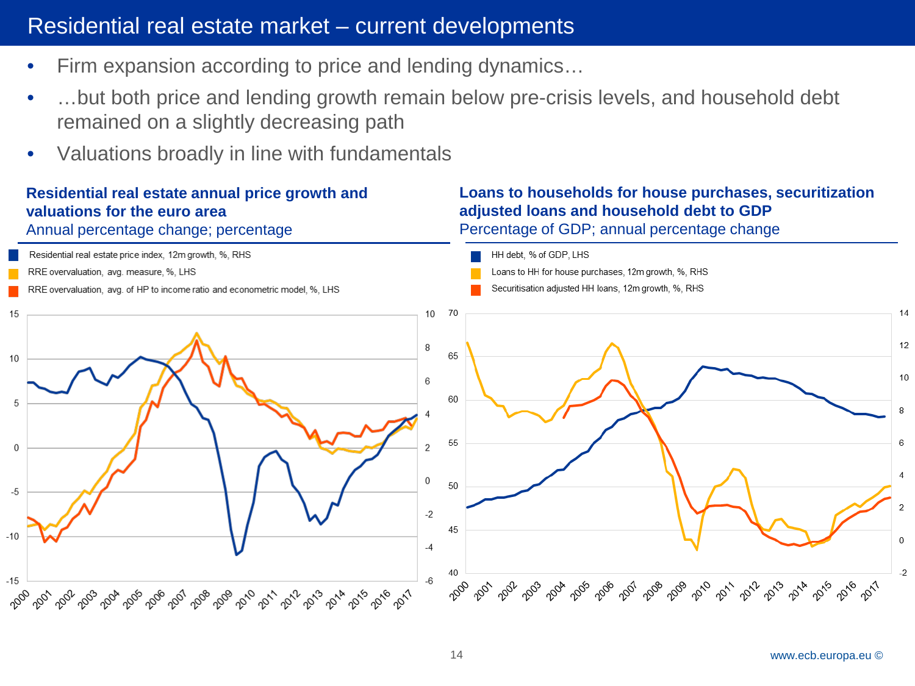# Residential real estate market – current developments

- Firm expansion according to price and lending dynamics…
- …but both price and lending growth remain below pre-crisis levels, and household debt remained on a slightly decreasing path
- Valuations broadly in line with fundamentals

**Residential real estate annual price growth and valuations for the euro area**
Annual percentage change; percentage

- Residential real estate price index, 12m growth, %, RHS
- RRE overvaluation, avg. measure, %, LHS
- RRE overvaluation, avg. of HP to income ratio and econometric model, %, LHS

**Loans to households for house purchases, securitization adjusted loans and household debt to GDP**
Percentage of GDP; annual percentage change

- HH debt, % of GDP, LHS
- Loans to HH for house purchases, 12m growth, %, RHS
- Securitisation adjusted HH loans, 12m growth, %, RHS

www.ecb.europa.eu ©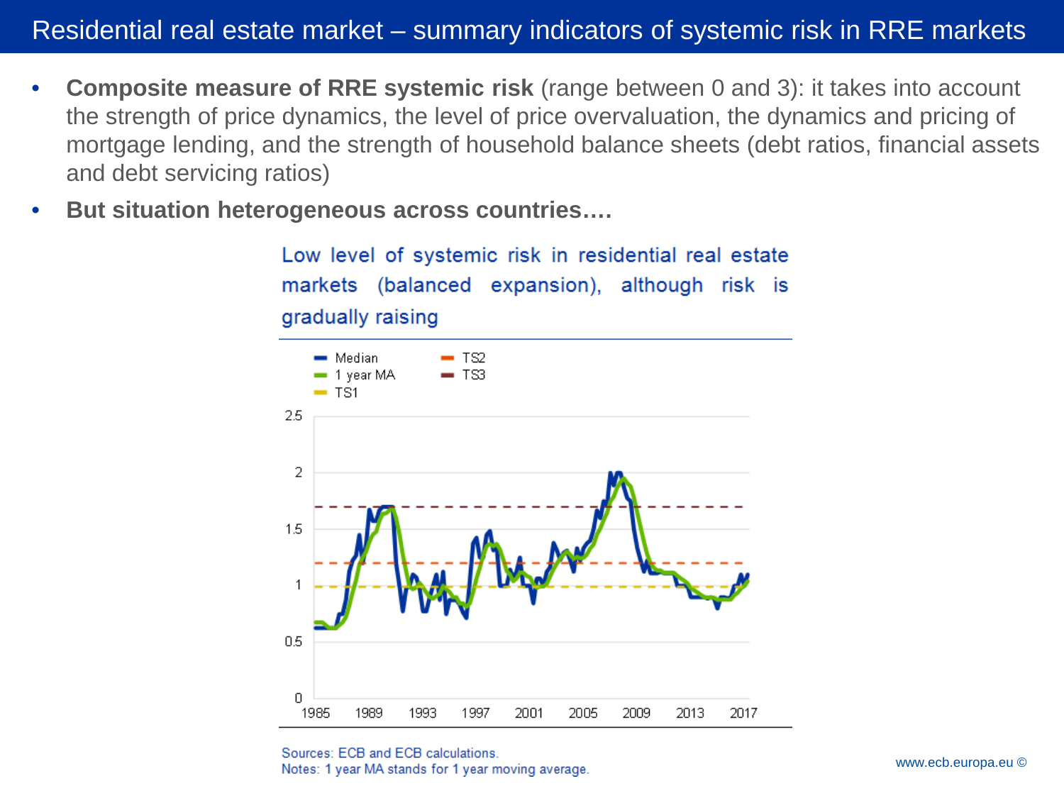# Residential real estate market – summary indicators of systemic risk in RRE markets

- **Composite measure of RRE systemic risk** (range between 0 and 3): it takes into account the strength of price dynamics, the level of price overvaluation, the dynamics and pricing of mortgage lending, and the strength of household balance sheets (debt ratios, financial assets and debt servicing ratios)
- **But situation heterogeneous across countries….**

Low level of systemic risk in residential real estate markets (balanced expansion), although risk is gradually raising

Sources: ECB and ECB calculations.
Notes: 1 year MA stands for 1 year moving average.

www.ecb.europa.eu ©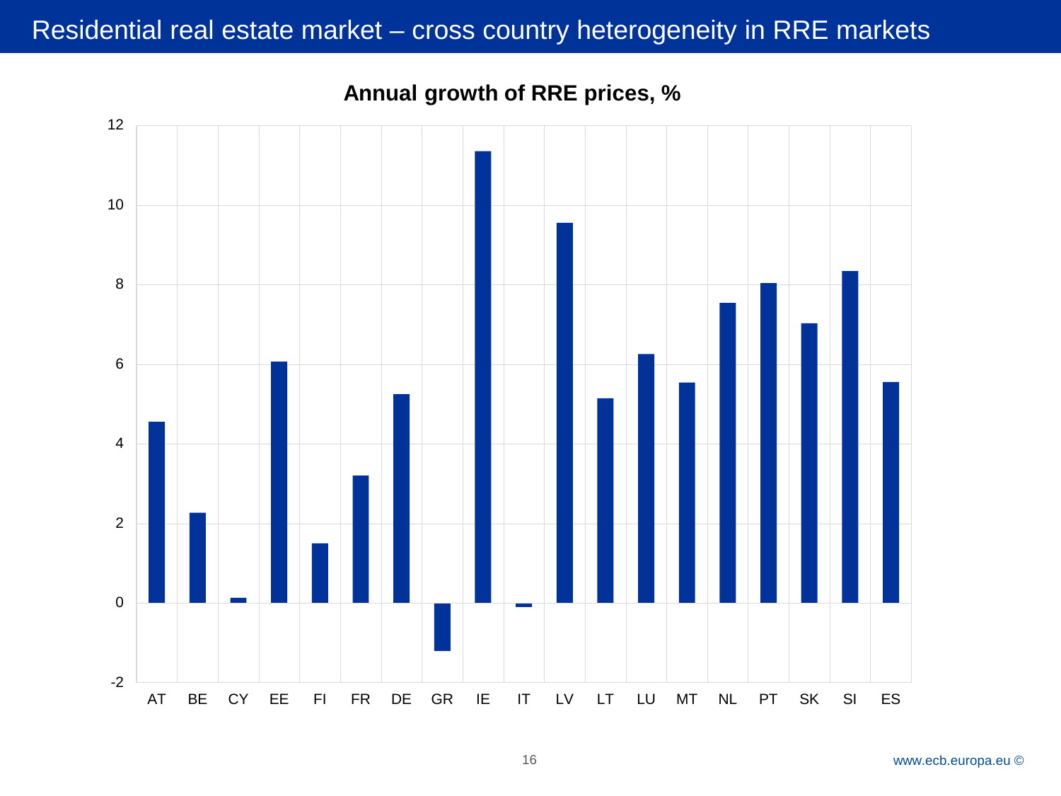# Residential real estate market – cross country heterogeneity in RRE markets

**Annual growth of RRE prices, %**

| Country | Value |
|---|---|
| AT | 4.5 |
| BE | 2.3 |
| CY | 0.1 |
| EE | 6.1 |
| FI | 1.5 |
| FR | 3.2 |
| DE | 5.2 |
| GR | -1.2 |
| IE | 11.3 |
| IT | -0.1 |
| LV | 9.5 |
| LT | 5.1 |
| LU | 6.3 |
| MT | 5.5 |
| NL | 7.5 |
| PT | 8.0 |
| SK | 7.0 |
| SI | 8.3 |
| ES | 5.5 |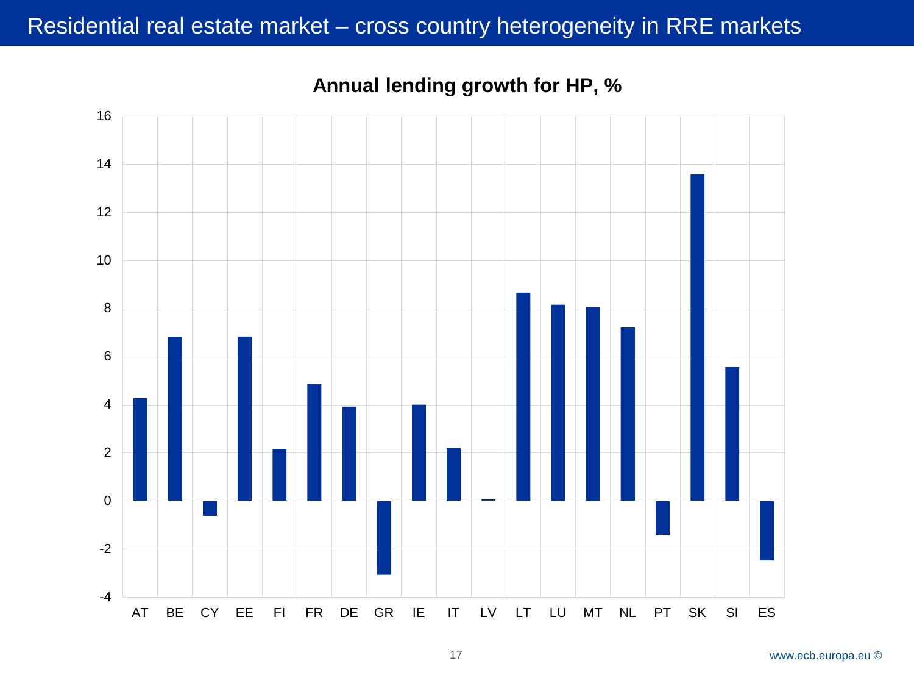# Residential real estate market – cross country heterogeneity in RRE markets

**Annual lending growth for HP, %**

| Country | Annual lending growth for HP, % |
|---|---|
| AT | 4.3 |
| BE | 6.8 |
| CY | -0.6 |
| EE | 6.8 |
| FI | 2.2 |
| FR | 4.9 |
| DE | 3.9 |
| GR | -3.1 |
| IE | 4.0 |
| IT | 2.2 |
| LV | 0.1 |
| LT | 8.7 |
| LU | 8.2 |
| MT | 8.1 |
| NL | 7.2 |
| PT | -1.4 |
| SK | 13.6 |
| SI | 5.6 |
| ES | -2.5 |

*Values are approximate readings from the bar chart.*

www.ecb.europa.eu ©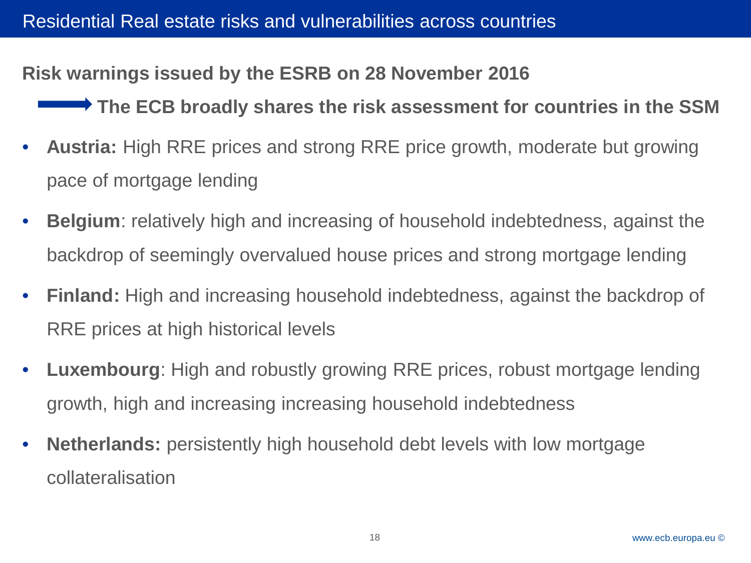# Residential Real estate risks and vulnerabilities across countries

**Risk warnings issued by the ESRB on 28 November 2016**

→ **The ECB broadly shares the risk assessment for countries in the SSM**

- **Austria:** High RRE prices and strong RRE price growth, moderate but growing pace of mortgage lending
- **Belgium**: relatively high and increasing of household indebtedness, against the backdrop of seemingly overvalued house prices and strong mortgage lending
- **Finland:** High and increasing household indebtedness, against the backdrop of RRE prices at high historical levels
- **Luxembourg**: High and robustly growing RRE prices, robust mortgage lending growth, high and increasing increasing household indebtedness
- **Netherlands:** persistently high household debt levels with low mortgage collateralisation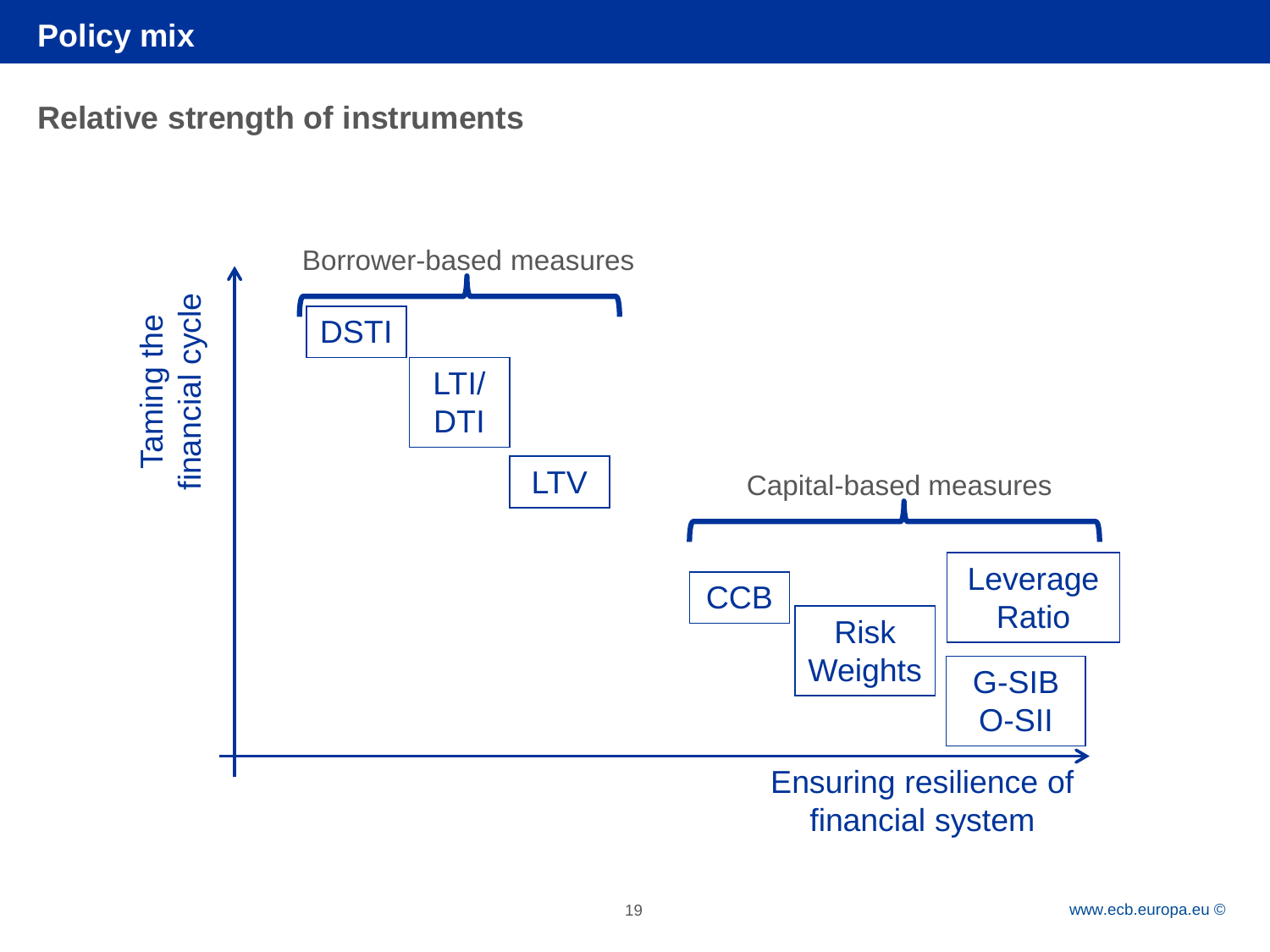# Policy mix

## Relative strength of instruments

Taming the financial cycle

Borrower-based measures

DSTI

LTI/ DTI

LTV

Capital-based measures

CCB

Risk Weights

Leverage Ratio

G-SIB O-SII

Ensuring resilience of financial system

www.ecb.europa.eu ©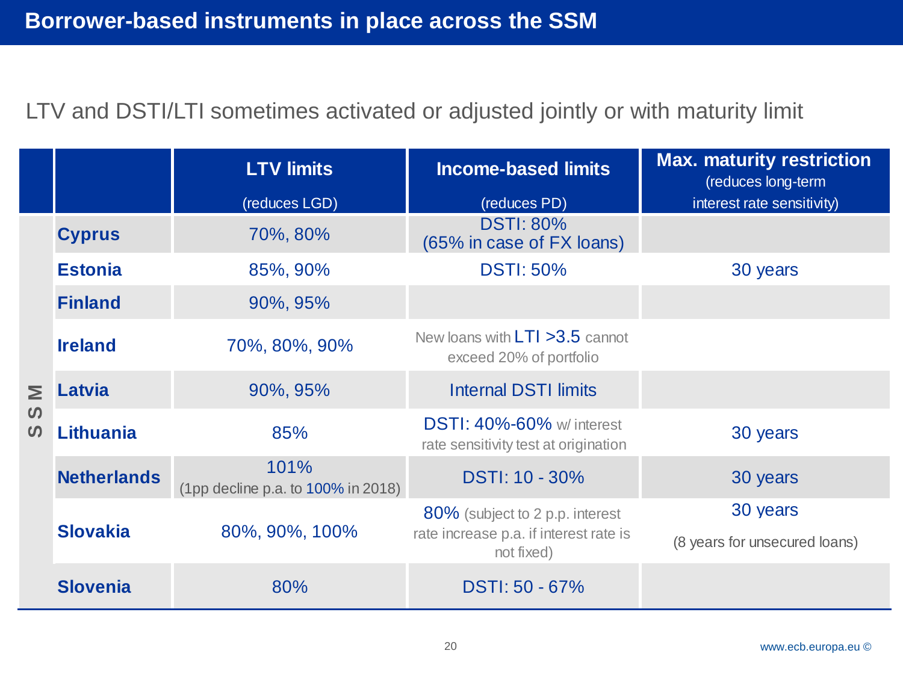# Borrower-based instruments in place across the SSM

LTV and DSTI/LTI sometimes activated or adjusted jointly or with maturity limit

| | | LTV limits (reduces LGD) | Income-based limits (reduces PD) | Max. maturity restriction (reduces long-term interest rate sensitivity) |
|---|---|---|---|---|
| SSM | **Cyprus** | 70%, 80% | DSTI: 80% (65% in case of FX loans) | |
| | **Estonia** | 85%, 90% | DSTI: 50% | 30 years |
| | **Finland** | 90%, 95% | | |
| | **Ireland** | 70%, 80%, 90% | New loans with LTI >3.5 cannot exceed 20% of portfolio | |
| | **Latvia** | 90%, 95% | Internal DSTI limits | |
| | **Lithuania** | 85% | DSTI: 40%-60% w/ interest rate sensitivity test at origination | 30 years |
| | **Netherlands** | 101% (1pp decline p.a. to 100% in 2018) | DSTI: 10 - 30% | 30 years |
| | **Slovakia** | 80%, 90%, 100% | 80% (subject to 2 p.p. interest rate increase p.a. if interest rate is not fixed) | 30 years (8 years for unsecured loans) |
| | **Slovenia** | 80% | DSTI: 50 - 67% | |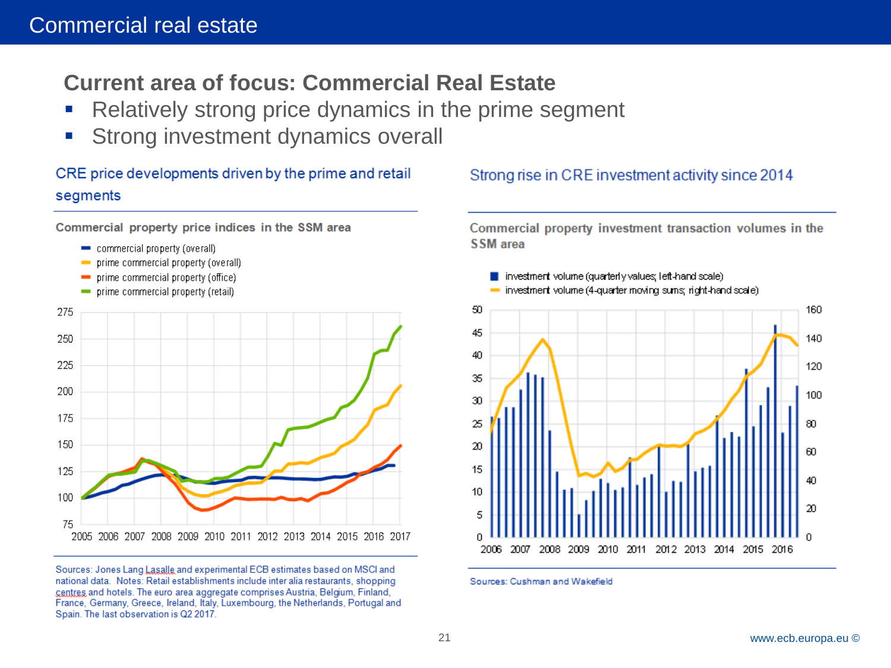# Commercial real estate

## Current area of focus: Commercial Real Estate

- Relatively strong price dynamics in the prime segment
- Strong investment dynamics overall

### CRE price developments driven by the prime and retail segments

**Commercial property price indices in the SSM area**

- commercial property (overall)
- prime commercial property (overall)
- prime commercial property (office)
- prime commercial property (retail)

Sources: Jones Lang Lasalle and experimental ECB estimates based on MSCI and national data. Notes: Retail establishments include inter alia restaurants, shopping centres and hotels. The euro area aggregate comprises Austria, Belgium, Finland, France, Germany, Greece, Ireland, Italy, Luxembourg, the Netherlands, Portugal and Spain. The last observation is Q2 2017.

### Strong rise in CRE investment activity since 2014

**Commercial property investment transaction volumes in the SSM area**

- investment volume (quarterly values; left-hand scale)
- investment volume (4-quarter moving sums; right-hand scale)

Sources: Cushman and Wakefield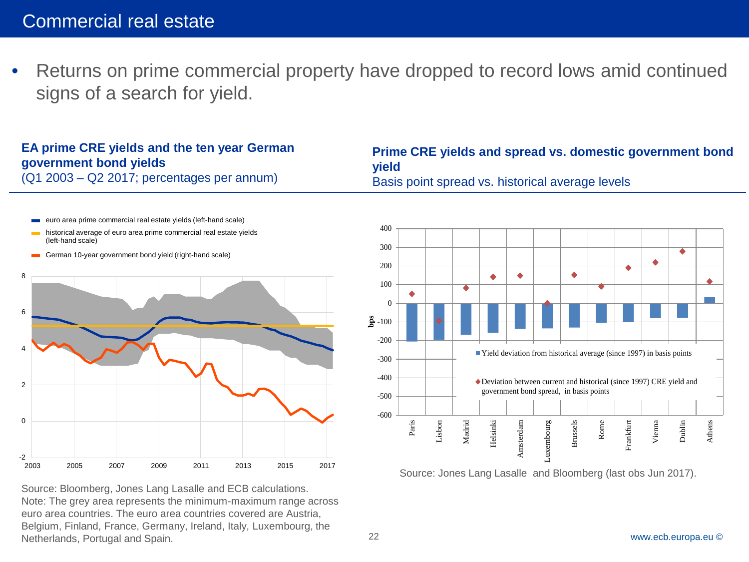# Commercial real estate

- Returns on prime commercial property have dropped to record lows amid continued signs of a search for yield.

**EA prime CRE yields and the ten year German government bond yields**
(Q1 2003 – Q2 2017; percentages per annum)

- euro area prime commercial real estate yields (left-hand scale)
- historical average of euro area prime commercial real estate yields (left-hand scale)
- German 10-year government bond yield (right-hand scale)

Source: Bloomberg, Jones Lang Lasalle and ECB calculations.
Note: The grey area represents the minimum-maximum range across euro area countries. The euro area countries covered are Austria, Belgium, Finland, France, Germany, Ireland, Italy, Luxembourg, the Netherlands, Portugal and Spain.

**Prime CRE yields and spread vs. domestic government bond yield**
Basis point spread vs. historical average levels

- Yield deviation from historical average (since 1997) in basis points
- Deviation between current and historical (since 1997) CRE yield and government bond spread, in basis points

Source: Jones Lang Lasalle and Bloomberg (last obs Jun 2017).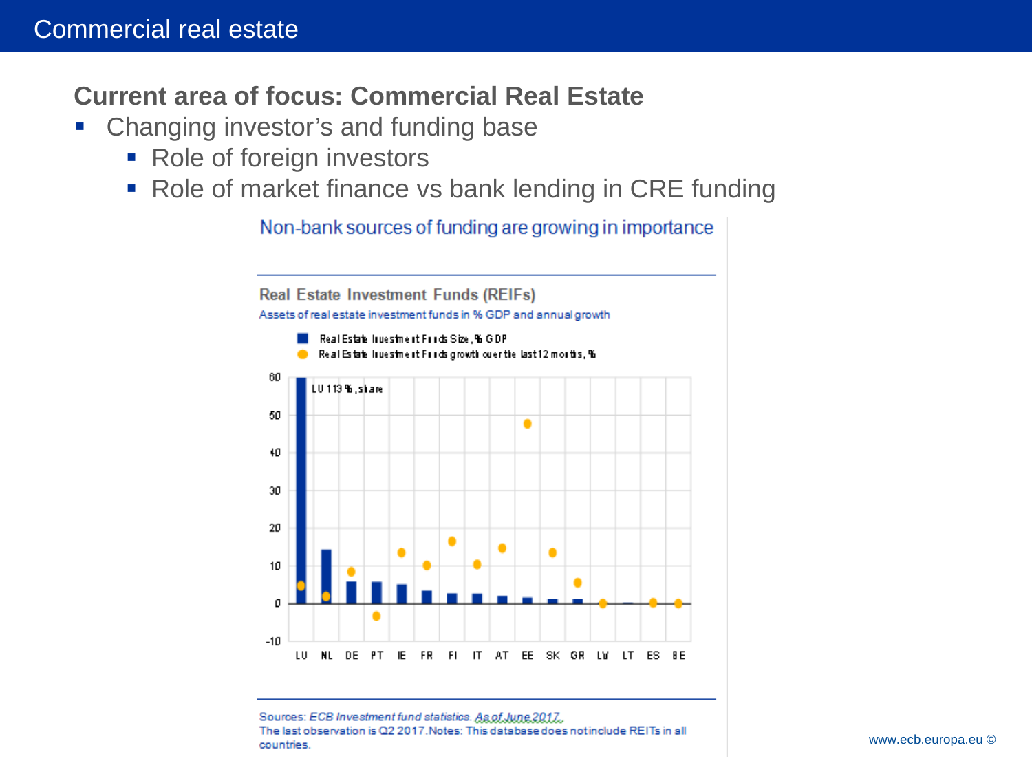# Commercial real estate

**Current area of focus: Commercial Real Estate**

- Changing investor's and funding base
  - Role of foreign investors
  - Role of market finance vs bank lending in CRE funding

Non-bank sources of funding are growing in importance

**Real Estate Investment Funds (REIFs)**

Assets of real estate investment funds in % GDP and annual growth

- Real Estate Investment Funds Size, % GDP
- Real Estate Investment Funds growth over the last 12 months, %

LU 113 %, share

Sources: *ECB Investment fund statistics.* As of June 2017.
The last observation is Q2 2017. Notes: This database does not include REITs in all countries.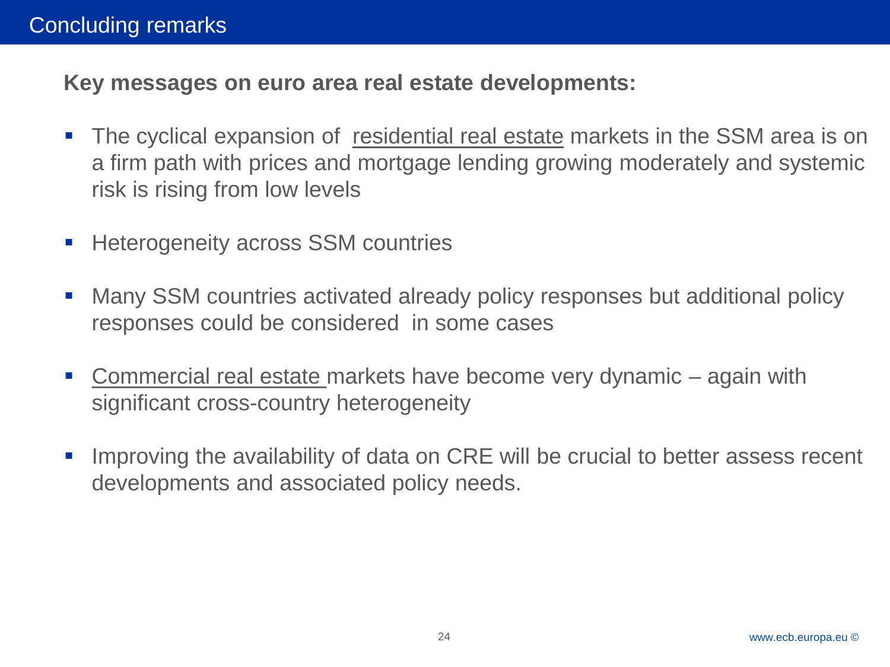# Concluding remarks

**Key messages on euro area real estate developments:**

- The cyclical expansion of <u>residential real estate</u> markets in the SSM area is on a firm path with prices and mortgage lending growing moderately and systemic risk is rising from low levels
- Heterogeneity across SSM countries
- Many SSM countries activated already policy responses but additional policy responses could be considered in some cases
- <u>Commercial real estate</u> markets have become very dynamic – again with significant cross-country heterogeneity
- Improving the availability of data on CRE will be crucial to better assess recent developments and associated policy needs.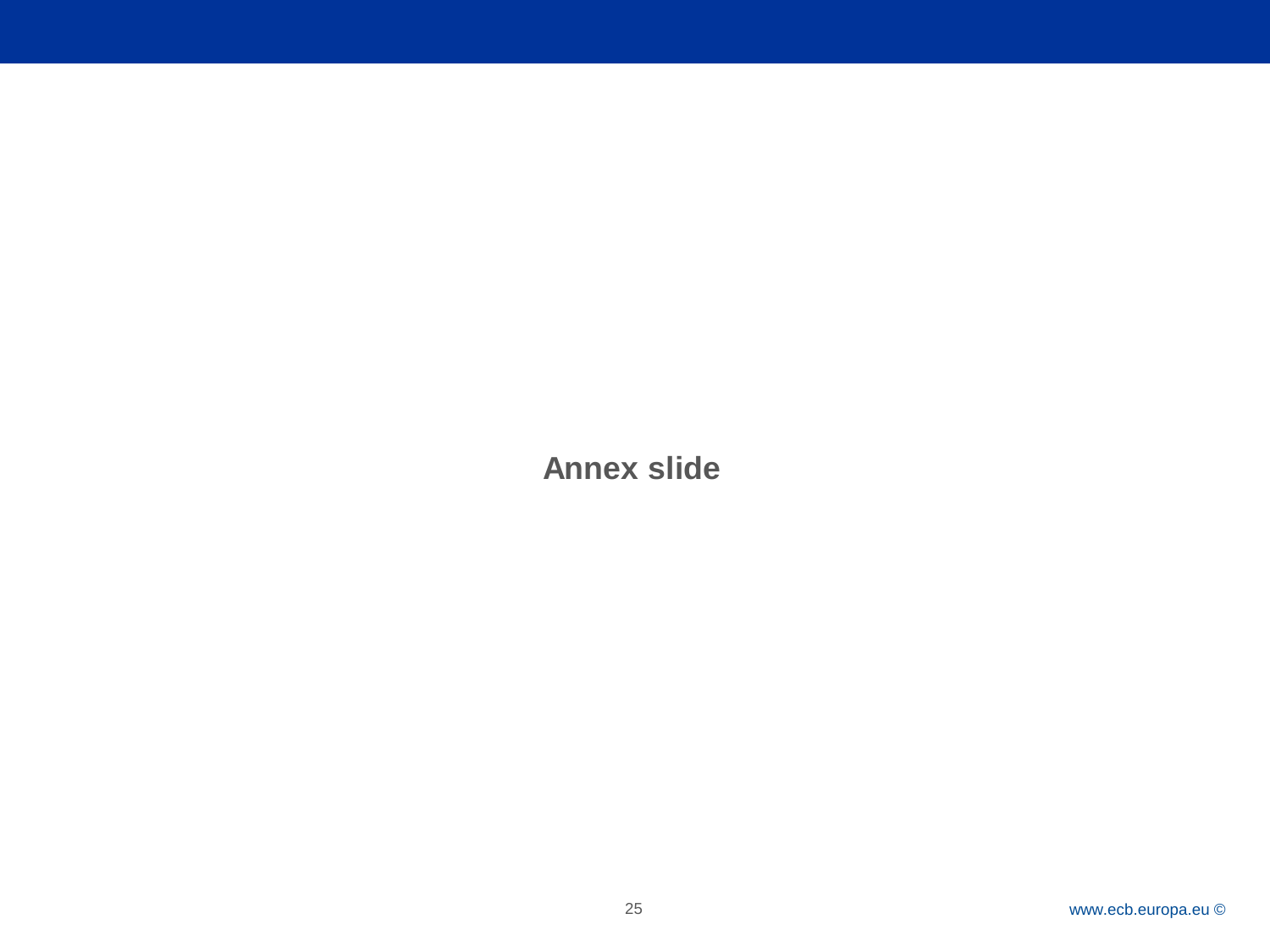**Annex slide**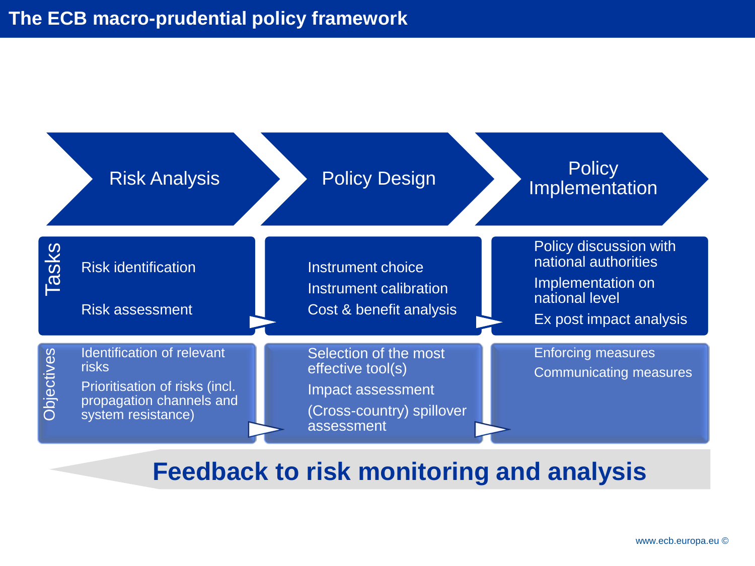# The ECB macro-prudential policy framework

| | Risk Analysis | Policy Design | Policy Implementation |
|---|---|---|---|
| **Tasks** | Risk identification<br>Risk assessment | Instrument choice<br>Instrument calibration<br>Cost & benefit analysis | Policy discussion with national authorities<br>Implementation on national level<br>Ex post impact analysis |
| **Objectives** | Identification of relevant risks<br>Prioritisation of risks (incl. propagation channels and system resistance) | Selection of the most effective tool(s)<br>Impact assessment<br>(Cross-country) spillover assessment | Enforcing measures<br>Communicating measures |

**Feedback to risk monitoring and analysis**

www.ecb.europa.eu ©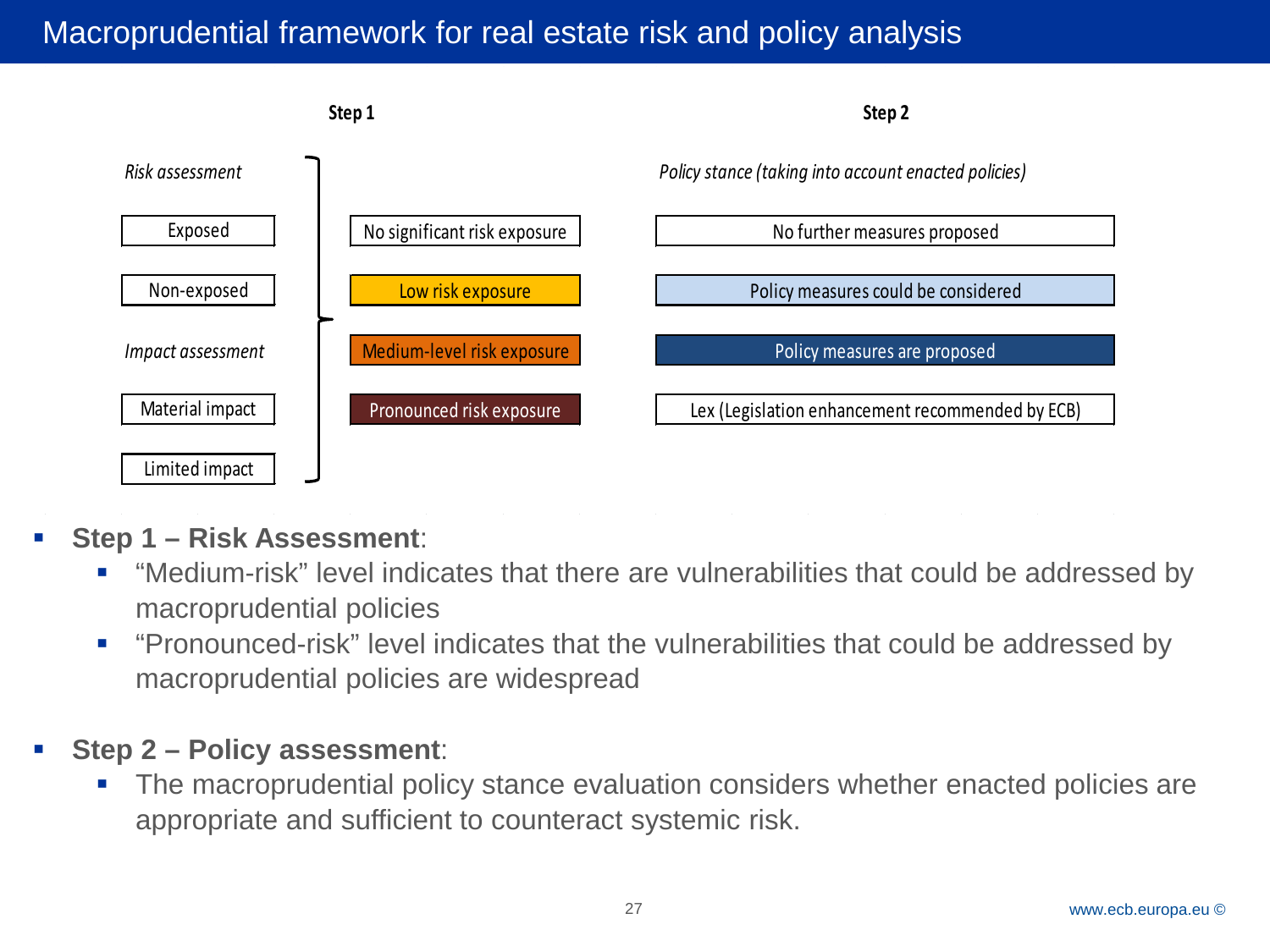# Macroprudential framework for real estate risk and policy analysis

**Step 1**

*Risk assessment*

Exposed

Non-exposed

*Impact assessment*

Material impact

Limited impact

No significant risk exposure

Low risk exposure

Medium-level risk exposure

Pronounced risk exposure

**Step 2**

*Policy stance (taking into account enacted policies)*

No further measures proposed

Policy measures could be considered

Policy measures are proposed

Lex (Legislation enhancement recommended by ECB)

- **Step 1 – Risk Assessment**:
  - "Medium-risk" level indicates that there are vulnerabilities that could be addressed by macroprudential policies
  - "Pronounced-risk" level indicates that the vulnerabilities that could be addressed by macroprudential policies are widespread

- **Step 2 – Policy assessment**:
  - The macroprudential policy stance evaluation considers whether enacted policies are appropriate and sufficient to counteract systemic risk.